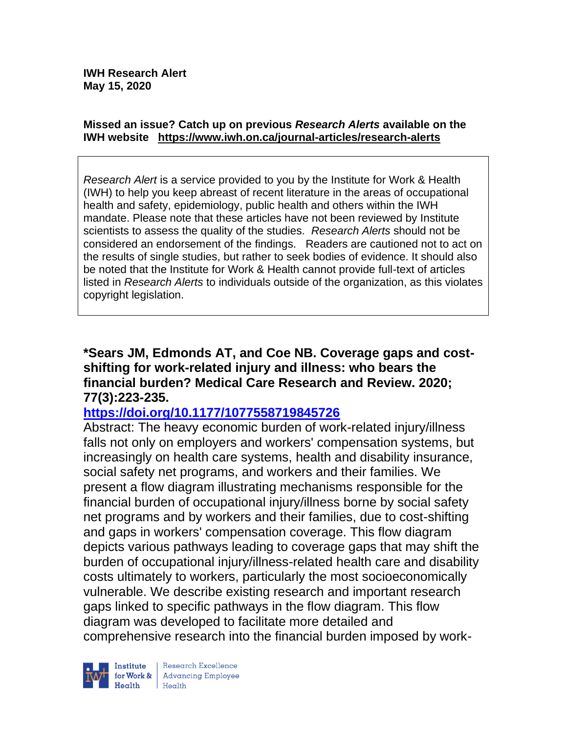**IWH Research Alert**
**May 15, 2020**

**Missed an issue? Catch up on previous *Research Alerts* available on the IWH website [https://www.iwh.on.ca/journal-articles/research-alerts](https://www.iwh.on.ca/journal-articles/research-alerts)**

*Research Alert* is a service provided to you by the Institute for Work & Health (IWH) to help you keep abreast of recent literature in the areas of occupational health and safety, epidemiology, public health and others within the IWH mandate. Please note that these articles have not been reviewed by Institute scientists to assess the quality of the studies. *Research Alerts* should not be considered an endorsement of the findings. Readers are cautioned not to act on the results of single studies, but rather to seek bodies of evidence. It should also be noted that the Institute for Work & Health cannot provide full-text of articles listed in *Research Alerts* to individuals outside of the organization, as this violates copyright legislation.

**\*Sears JM, Edmonds AT, and Coe NB. Coverage gaps and cost-shifting for work-related injury and illness: who bears the financial burden? Medical Care Research and Review. 2020; 77(3):223-235.**
**[https://doi.org/10.1177/1077558719845726](https://doi.org/10.1177/1077558719845726)**

Abstract: The heavy economic burden of work-related injury/illness falls not only on employers and workers' compensation systems, but increasingly on health care systems, health and disability insurance, social safety net programs, and workers and their families. We present a flow diagram illustrating mechanisms responsible for the financial burden of occupational injury/illness borne by social safety net programs and by workers and their families, due to cost-shifting and gaps in workers' compensation coverage. This flow diagram depicts various pathways leading to coverage gaps that may shift the burden of occupational injury/illness-related health care and disability costs ultimately to workers, particularly the most socioeconomically vulnerable. We describe existing research and important research gaps linked to specific pathways in the flow diagram. This flow diagram was developed to facilitate more detailed and comprehensive research into the financial burden imposed by work-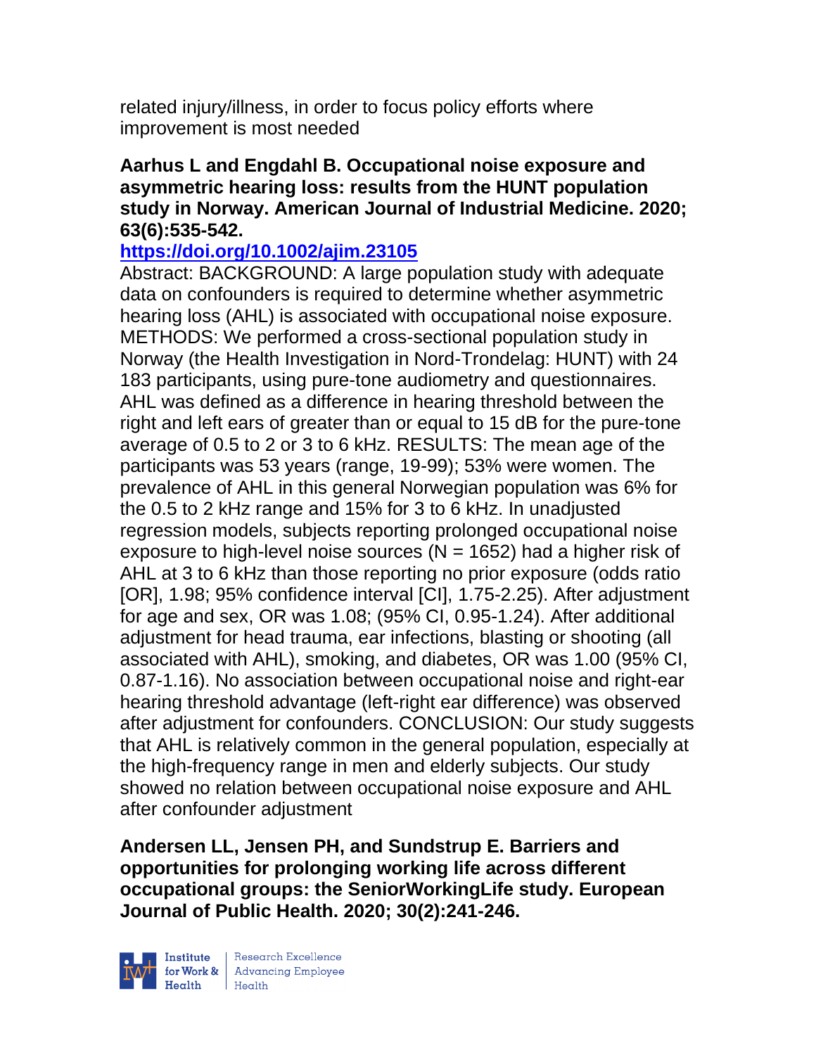related injury/illness, in order to focus policy efforts where improvement is most needed

**Aarhus L and Engdahl B. Occupational noise exposure and asymmetric hearing loss: results from the HUNT population study in Norway. American Journal of Industrial Medicine. 2020; 63(6):535-542.**

**https://doi.org/10.1002/ajim.23105**

Abstract: BACKGROUND: A large population study with adequate data on confounders is required to determine whether asymmetric hearing loss (AHL) is associated with occupational noise exposure. METHODS: We performed a cross-sectional population study in Norway (the Health Investigation in Nord-Trondelag: HUNT) with 24 183 participants, using pure-tone audiometry and questionnaires. AHL was defined as a difference in hearing threshold between the right and left ears of greater than or equal to 15 dB for the pure-tone average of 0.5 to 2 or 3 to 6 kHz. RESULTS: The mean age of the participants was 53 years (range, 19-99); 53% were women. The prevalence of AHL in this general Norwegian population was 6% for the 0.5 to 2 kHz range and 15% for 3 to 6 kHz. In unadjusted regression models, subjects reporting prolonged occupational noise exposure to high-level noise sources (N = 1652) had a higher risk of AHL at 3 to 6 kHz than those reporting no prior exposure (odds ratio [OR], 1.98; 95% confidence interval [CI], 1.75-2.25). After adjustment for age and sex, OR was 1.08; (95% CI, 0.95-1.24). After additional adjustment for head trauma, ear infections, blasting or shooting (all associated with AHL), smoking, and diabetes, OR was 1.00 (95% CI, 0.87-1.16). No association between occupational noise and right-ear hearing threshold advantage (left-right ear difference) was observed after adjustment for confounders. CONCLUSION: Our study suggests that AHL is relatively common in the general population, especially at the high-frequency range in men and elderly subjects. Our study showed no relation between occupational noise exposure and AHL after confounder adjustment

**Andersen LL, Jensen PH, and Sundstrup E. Barriers and opportunities for prolonging working life across different occupational groups: the SeniorWorkingLife study. European Journal of Public Health. 2020; 30(2):241-246.**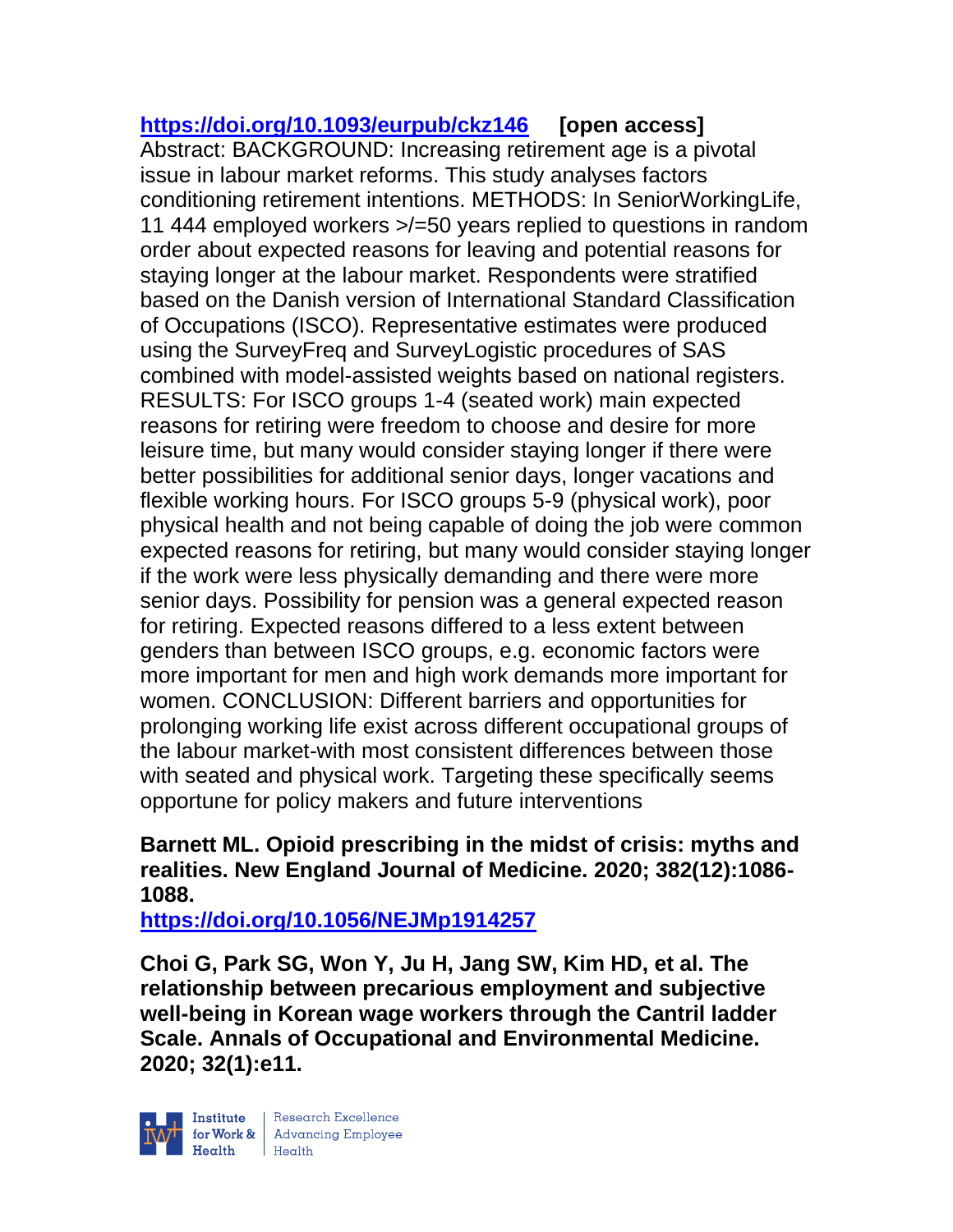https://doi.org/10.1093/eurpub/ckz146 **[open access]**
Abstract: BACKGROUND: Increasing retirement age is a pivotal issue in labour market reforms. This study analyses factors conditioning retirement intentions. METHODS: In SeniorWorkingLife, 11 444 employed workers >/=50 years replied to questions in random order about expected reasons for leaving and potential reasons for staying longer at the labour market. Respondents were stratified based on the Danish version of International Standard Classification of Occupations (ISCO). Representative estimates were produced using the SurveyFreq and SurveyLogistic procedures of SAS combined with model-assisted weights based on national registers. RESULTS: For ISCO groups 1-4 (seated work) main expected reasons for retiring were freedom to choose and desire for more leisure time, but many would consider staying longer if there were better possibilities for additional senior days, longer vacations and flexible working hours. For ISCO groups 5-9 (physical work), poor physical health and not being capable of doing the job were common expected reasons for retiring, but many would consider staying longer if the work were less physically demanding and there were more senior days. Possibility for pension was a general expected reason for retiring. Expected reasons differed to a less extent between genders than between ISCO groups, e.g. economic factors were more important for men and high work demands more important for women. CONCLUSION: Different barriers and opportunities for prolonging working life exist across different occupational groups of the labour market-with most consistent differences between those with seated and physical work. Targeting these specifically seems opportune for policy makers and future interventions

**Barnett ML. Opioid prescribing in the midst of crisis: myths and realities. New England Journal of Medicine. 2020; 382(12):1086-1088.**
https://doi.org/10.1056/NEJMp1914257

**Choi G, Park SG, Won Y, Ju H, Jang SW, Kim HD, et al. The relationship between precarious employment and subjective well-being in Korean wage workers through the Cantril ladder Scale. Annals of Occupational and Environmental Medicine. 2020; 32(1):e11.**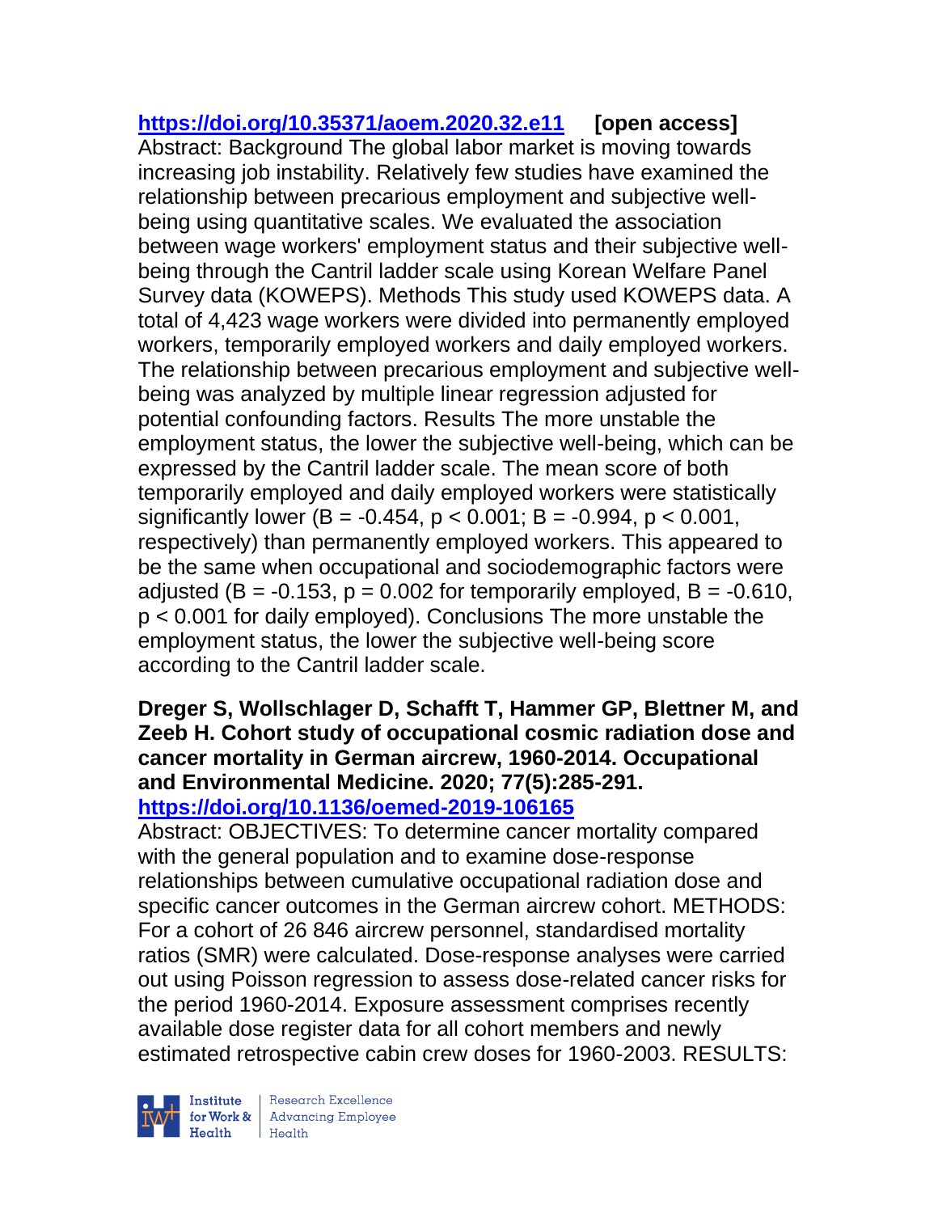**https://doi.org/10.35371/aoem.2020.32.e11** **[open access]**

Abstract: Background The global labor market is moving towards increasing job instability. Relatively few studies have examined the relationship between precarious employment and subjective well-being using quantitative scales. We evaluated the association between wage workers' employment status and their subjective well-being through the Cantril ladder scale using Korean Welfare Panel Survey data (KOWEPS). Methods This study used KOWEPS data. A total of 4,423 wage workers were divided into permanently employed workers, temporarily employed workers and daily employed workers. The relationship between precarious employment and subjective well-being was analyzed by multiple linear regression adjusted for potential confounding factors. Results The more unstable the employment status, the lower the subjective well-being, which can be expressed by the Cantril ladder scale. The mean score of both temporarily employed and daily employed workers were statistically significantly lower (B = -0.454, $p < 0.001$; B = -0.994, $p < 0.001$, respectively) than permanently employed workers. This appeared to be the same when occupational and sociodemographic factors were adjusted (B = -0.153, $p = 0.002$ for temporarily employed, B = -0.610, $p < 0.001$ for daily employed). Conclusions The more unstable the employment status, the lower the subjective well-being score according to the Cantril ladder scale.

**Dreger S, Wollschlager D, Schafft T, Hammer GP, Blettner M, and Zeeb H. Cohort study of occupational cosmic radiation dose and cancer mortality in German aircrew, 1960-2014. Occupational and Environmental Medicine. 2020; 77(5):285-291.**
**https://doi.org/10.1136/oemed-2019-106165**

Abstract: OBJECTIVES: To determine cancer mortality compared with the general population and to examine dose-response relationships between cumulative occupational radiation dose and specific cancer outcomes in the German aircrew cohort. METHODS: For a cohort of 26 846 aircrew personnel, standardised mortality ratios (SMR) were calculated. Dose-response analyses were carried out using Poisson regression to assess dose-related cancer risks for the period 1960-2014. Exposure assessment comprises recently available dose register data for all cohort members and newly estimated retrospective cabin crew doses for 1960-2003. RESULTS: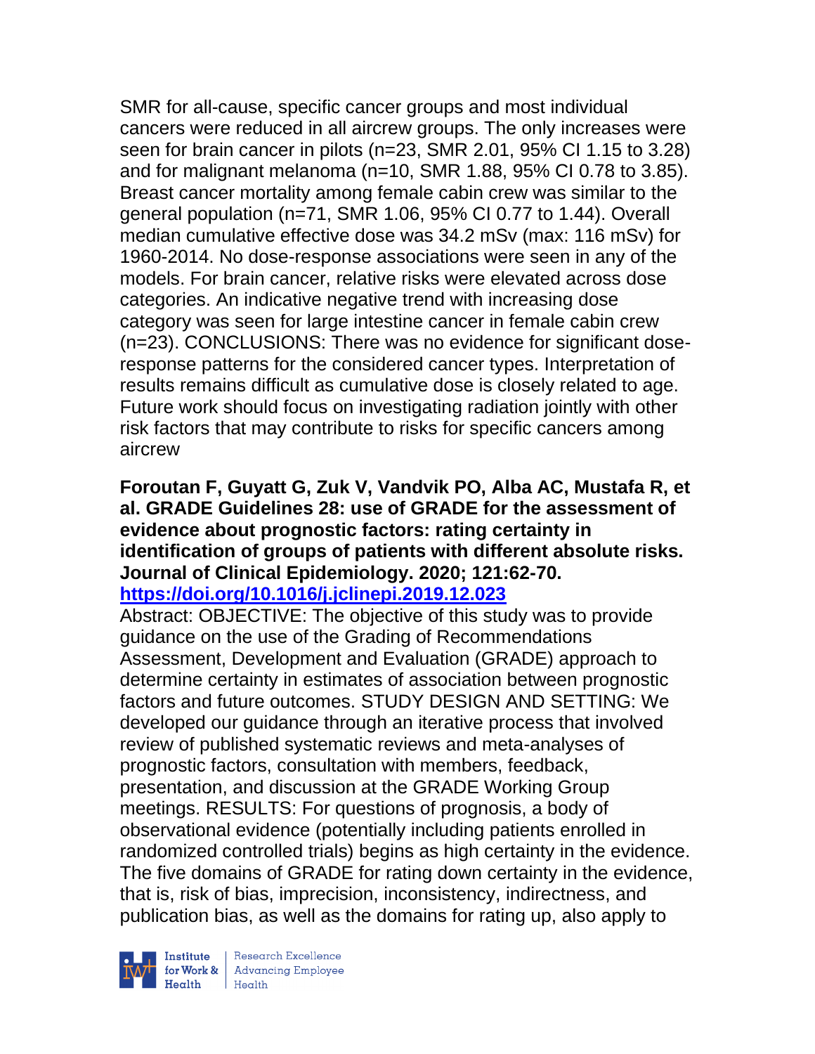SMR for all-cause, specific cancer groups and most individual cancers were reduced in all aircrew groups. The only increases were seen for brain cancer in pilots (n=23, SMR 2.01, 95% CI 1.15 to 3.28) and for malignant melanoma (n=10, SMR 1.88, 95% CI 0.78 to 3.85). Breast cancer mortality among female cabin crew was similar to the general population (n=71, SMR 1.06, 95% CI 0.77 to 1.44). Overall median cumulative effective dose was 34.2 mSv (max: 116 mSv) for 1960-2014. No dose-response associations were seen in any of the models. For brain cancer, relative risks were elevated across dose categories. An indicative negative trend with increasing dose category was seen for large intestine cancer in female cabin crew (n=23). CONCLUSIONS: There was no evidence for significant dose-response patterns for the considered cancer types. Interpretation of results remains difficult as cumulative dose is closely related to age. Future work should focus on investigating radiation jointly with other risk factors that may contribute to risks for specific cancers among aircrew

**Foroutan F, Guyatt G, Zuk V, Vandvik PO, Alba AC, Mustafa R, et al. GRADE Guidelines 28: use of GRADE for the assessment of evidence about prognostic factors: rating certainty in identification of groups of patients with different absolute risks. Journal of Clinical Epidemiology. 2020; 121:62-70.**
**https://doi.org/10.1016/j.jclinepi.2019.12.023**

Abstract: OBJECTIVE: The objective of this study was to provide guidance on the use of the Grading of Recommendations Assessment, Development and Evaluation (GRADE) approach to determine certainty in estimates of association between prognostic factors and future outcomes. STUDY DESIGN AND SETTING: We developed our guidance through an iterative process that involved review of published systematic reviews and meta-analyses of prognostic factors, consultation with members, feedback, presentation, and discussion at the GRADE Working Group meetings. RESULTS: For questions of prognosis, a body of observational evidence (potentially including patients enrolled in randomized controlled trials) begins as high certainty in the evidence. The five domains of GRADE for rating down certainty in the evidence, that is, risk of bias, imprecision, inconsistency, indirectness, and publication bias, as well as the domains for rating up, also apply to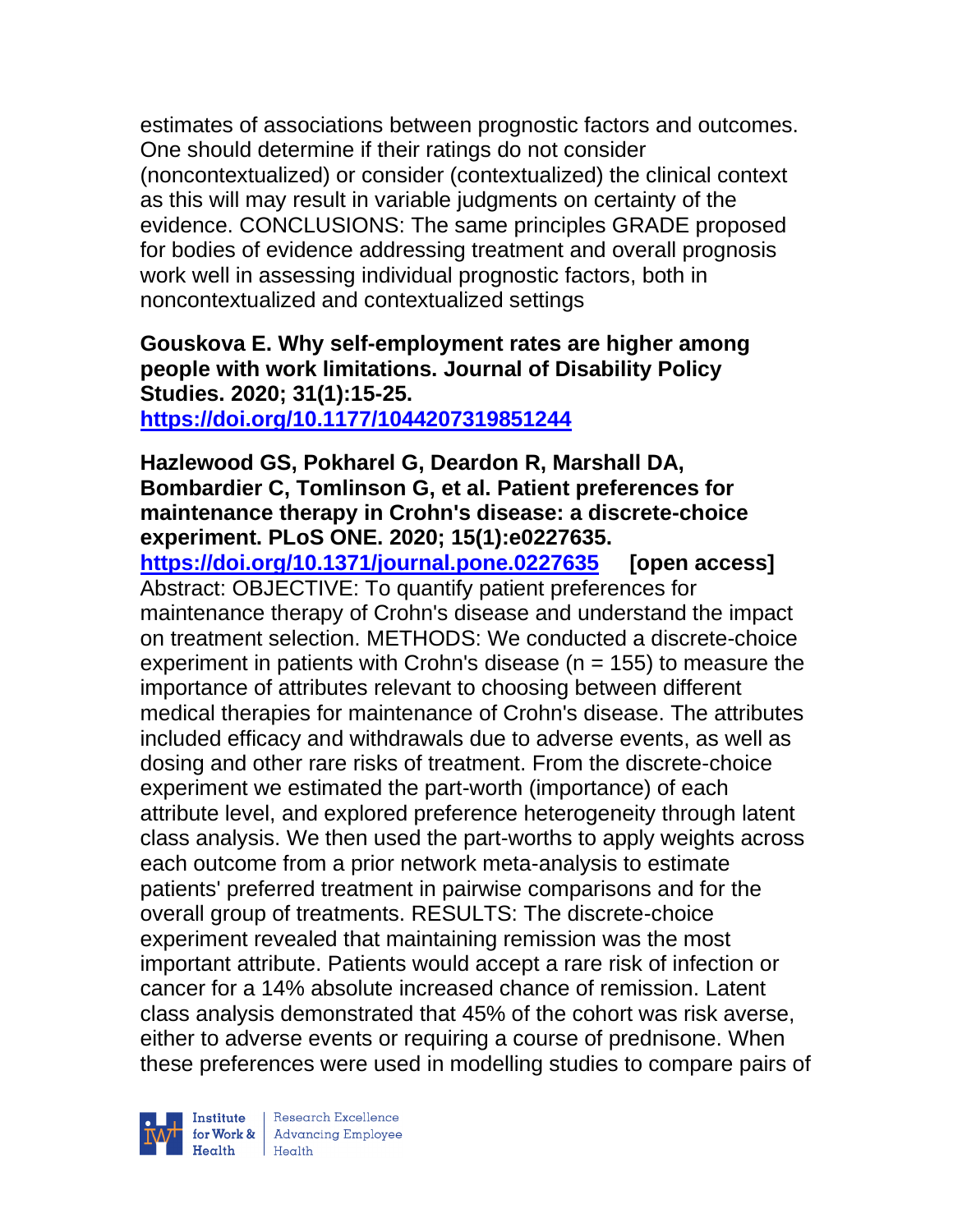estimates of associations between prognostic factors and outcomes. One should determine if their ratings do not consider (noncontextualized) or consider (contextualized) the clinical context as this will may result in variable judgments on certainty of the evidence. CONCLUSIONS: The same principles GRADE proposed for bodies of evidence addressing treatment and overall prognosis work well in assessing individual prognostic factors, both in noncontextualized and contextualized settings

**Gouskova E. Why self-employment rates are higher among people with work limitations. Journal of Disability Policy Studies. 2020; 31(1):15-25.**
**https://doi.org/10.1177/1044207319851244**

**Hazlewood GS, Pokharel G, Deardon R, Marshall DA, Bombardier C, Tomlinson G, et al. Patient preferences for maintenance therapy in Crohn's disease: a discrete-choice experiment. PLoS ONE. 2020; 15(1):e0227635.**
**https://doi.org/10.1371/journal.pone.0227635 [open access]**
Abstract: OBJECTIVE: To quantify patient preferences for maintenance therapy of Crohn's disease and understand the impact on treatment selection. METHODS: We conducted a discrete-choice experiment in patients with Crohn's disease (n = 155) to measure the importance of attributes relevant to choosing between different medical therapies for maintenance of Crohn's disease. The attributes included efficacy and withdrawals due to adverse events, as well as dosing and other rare risks of treatment. From the discrete-choice experiment we estimated the part-worth (importance) of each attribute level, and explored preference heterogeneity through latent class analysis. We then used the part-worths to apply weights across each outcome from a prior network meta-analysis to estimate patients' preferred treatment in pairwise comparisons and for the overall group of treatments. RESULTS: The discrete-choice experiment revealed that maintaining remission was the most important attribute. Patients would accept a rare risk of infection or cancer for a 14% absolute increased chance of remission. Latent class analysis demonstrated that 45% of the cohort was risk averse, either to adverse events or requiring a course of prednisone. When these preferences were used in modelling studies to compare pairs of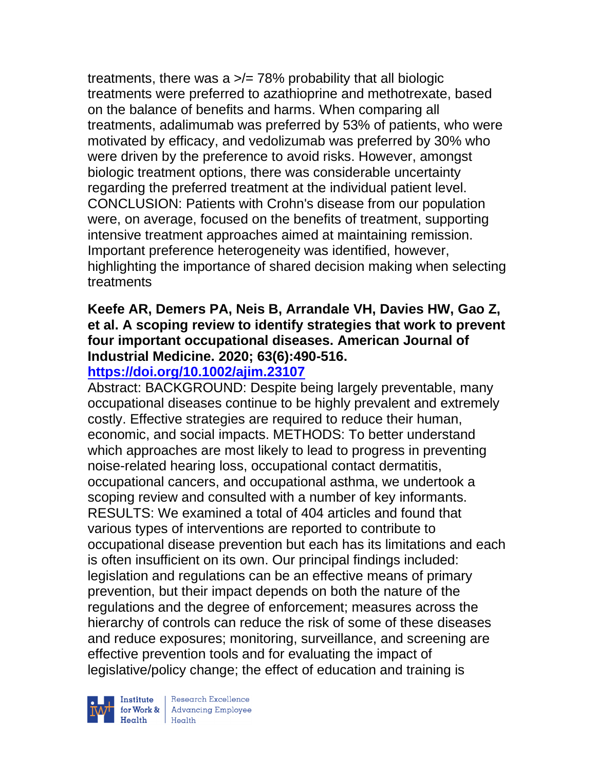treatments, there was a >/= 78% probability that all biologic treatments were preferred to azathioprine and methotrexate, based on the balance of benefits and harms. When comparing all treatments, adalimumab was preferred by 53% of patients, who were motivated by efficacy, and vedolizumab was preferred by 30% who were driven by the preference to avoid risks. However, amongst biologic treatment options, there was considerable uncertainty regarding the preferred treatment at the individual patient level. CONCLUSION: Patients with Crohn's disease from our population were, on average, focused on the benefits of treatment, supporting intensive treatment approaches aimed at maintaining remission. Important preference heterogeneity was identified, however, highlighting the importance of shared decision making when selecting treatments

**Keefe AR, Demers PA, Neis B, Arrandale VH, Davies HW, Gao Z, et al. A scoping review to identify strategies that work to prevent four important occupational diseases. American Journal of Industrial Medicine. 2020; 63(6):490-516.**
**https://doi.org/10.1002/ajim.23107**

Abstract: BACKGROUND: Despite being largely preventable, many occupational diseases continue to be highly prevalent and extremely costly. Effective strategies are required to reduce their human, economic, and social impacts. METHODS: To better understand which approaches are most likely to lead to progress in preventing noise-related hearing loss, occupational contact dermatitis, occupational cancers, and occupational asthma, we undertook a scoping review and consulted with a number of key informants. RESULTS: We examined a total of 404 articles and found that various types of interventions are reported to contribute to occupational disease prevention but each has its limitations and each is often insufficient on its own. Our principal findings included: legislation and regulations can be an effective means of primary prevention, but their impact depends on both the nature of the regulations and the degree of enforcement; measures across the hierarchy of controls can reduce the risk of some of these diseases and reduce exposures; monitoring, surveillance, and screening are effective prevention tools and for evaluating the impact of legislative/policy change; the effect of education and training is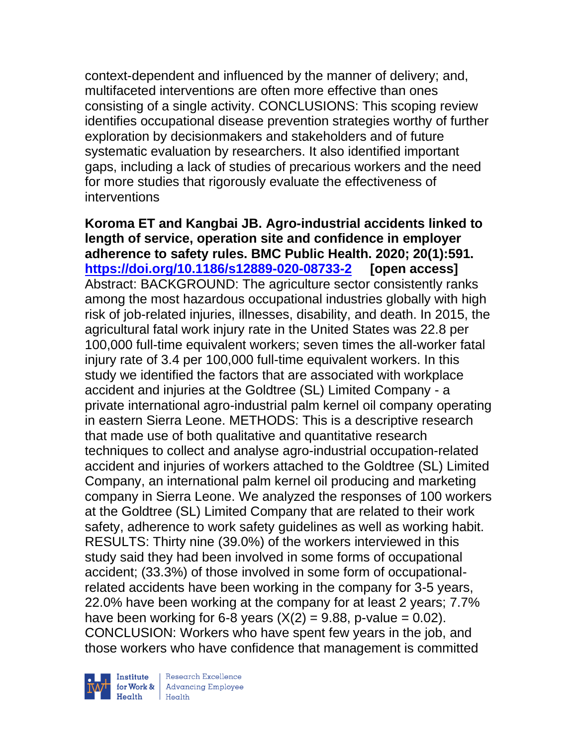context-dependent and influenced by the manner of delivery; and, multifaceted interventions are often more effective than ones consisting of a single activity. CONCLUSIONS: This scoping review identifies occupational disease prevention strategies worthy of further exploration by decisionmakers and stakeholders and of future systematic evaluation by researchers. It also identified important gaps, including a lack of studies of precarious workers and the need for more studies that rigorously evaluate the effectiveness of interventions

**Koroma ET and Kangbai JB. Agro-industrial accidents linked to length of service, operation site and confidence in employer adherence to safety rules. BMC Public Health. 2020; 20(1):591. https://doi.org/10.1186/s12889-020-08733-2 [open access]**
Abstract: BACKGROUND: The agriculture sector consistently ranks among the most hazardous occupational industries globally with high risk of job-related injuries, illnesses, disability, and death. In 2015, the agricultural fatal work injury rate in the United States was 22.8 per 100,000 full-time equivalent workers; seven times the all-worker fatal injury rate of 3.4 per 100,000 full-time equivalent workers. In this study we identified the factors that are associated with workplace accident and injuries at the Goldtree (SL) Limited Company - a private international agro-industrial palm kernel oil company operating in eastern Sierra Leone. METHODS: This is a descriptive research that made use of both qualitative and quantitative research techniques to collect and analyse agro-industrial occupation-related accident and injuries of workers attached to the Goldtree (SL) Limited Company, an international palm kernel oil producing and marketing company in Sierra Leone. We analyzed the responses of 100 workers at the Goldtree (SL) Limited Company that are related to their work safety, adherence to work safety guidelines as well as working habit. RESULTS: Thirty nine (39.0%) of the workers interviewed in this study said they had been involved in some forms of occupational accident; (33.3%) of those involved in some form of occupational-related accidents have been working in the company for 3-5 years, 22.0% have been working at the company for at least 2 years; 7.7% have been working for 6-8 years ($X(2) = 9.88$, p-value = 0.02). CONCLUSION: Workers who have spent few years in the job, and those workers who have confidence that management is committed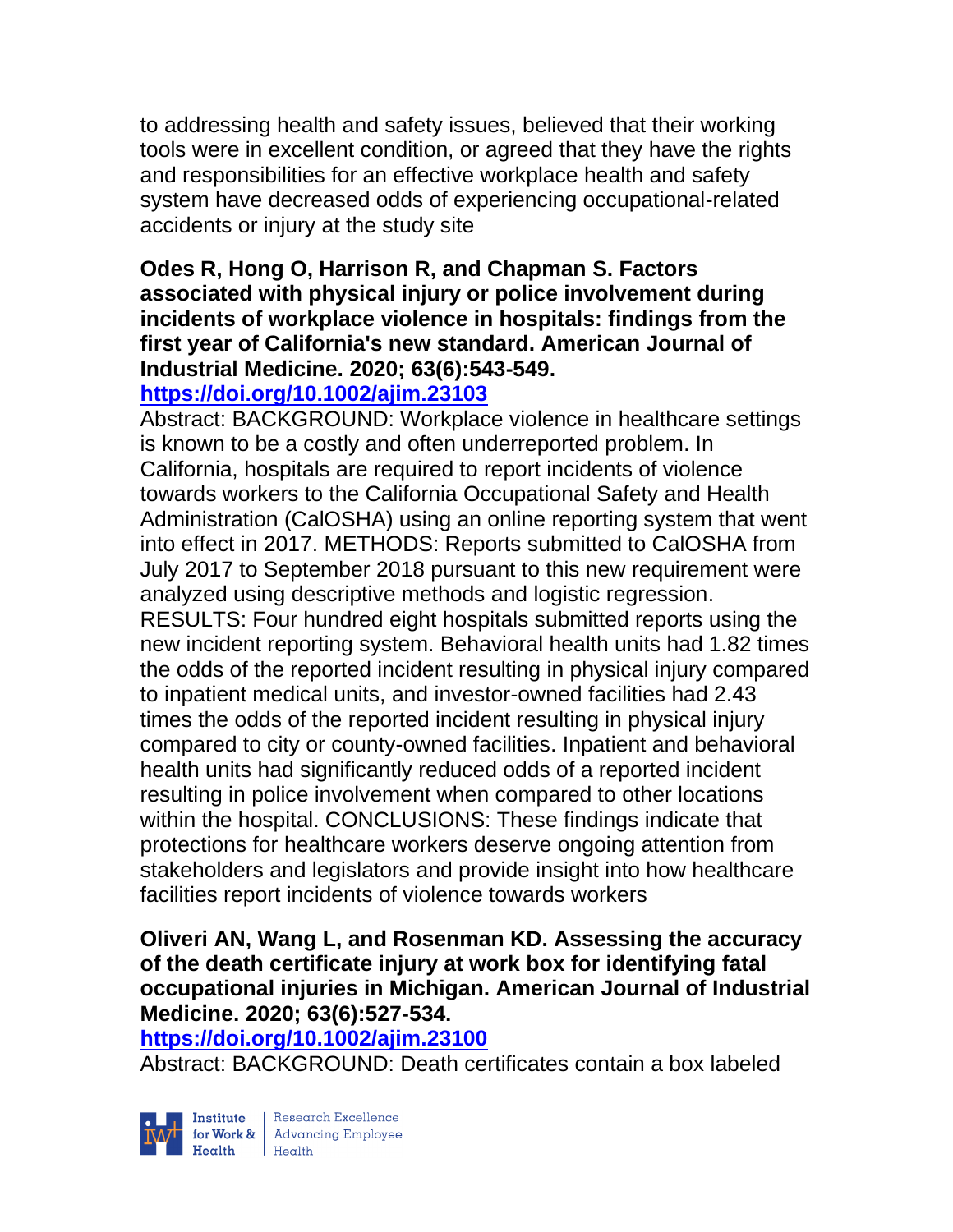to addressing health and safety issues, believed that their working tools were in excellent condition, or agreed that they have the rights and responsibilities for an effective workplace health and safety system have decreased odds of experiencing occupational-related accidents or injury at the study site

**Odes R, Hong O, Harrison R, and Chapman S. Factors associated with physical injury or police involvement during incidents of workplace violence in hospitals: findings from the first year of California's new standard. American Journal of Industrial Medicine. 2020; 63(6):543-549.**
**https://doi.org/10.1002/ajim.23103**
Abstract: BACKGROUND: Workplace violence in healthcare settings is known to be a costly and often underreported problem. In California, hospitals are required to report incidents of violence towards workers to the California Occupational Safety and Health Administration (CalOSHA) using an online reporting system that went into effect in 2017. METHODS: Reports submitted to CalOSHA from July 2017 to September 2018 pursuant to this new requirement were analyzed using descriptive methods and logistic regression. RESULTS: Four hundred eight hospitals submitted reports using the new incident reporting system. Behavioral health units had 1.82 times the odds of the reported incident resulting in physical injury compared to inpatient medical units, and investor-owned facilities had 2.43 times the odds of the reported incident resulting in physical injury compared to city or county-owned facilities. Inpatient and behavioral health units had significantly reduced odds of a reported incident resulting in police involvement when compared to other locations within the hospital. CONCLUSIONS: These findings indicate that protections for healthcare workers deserve ongoing attention from stakeholders and legislators and provide insight into how healthcare facilities report incidents of violence towards workers

**Oliveri AN, Wang L, and Rosenman KD. Assessing the accuracy of the death certificate injury at work box for identifying fatal occupational injuries in Michigan. American Journal of Industrial Medicine. 2020; 63(6):527-534.**
**https://doi.org/10.1002/ajim.23100**
Abstract: BACKGROUND: Death certificates contain a box labeled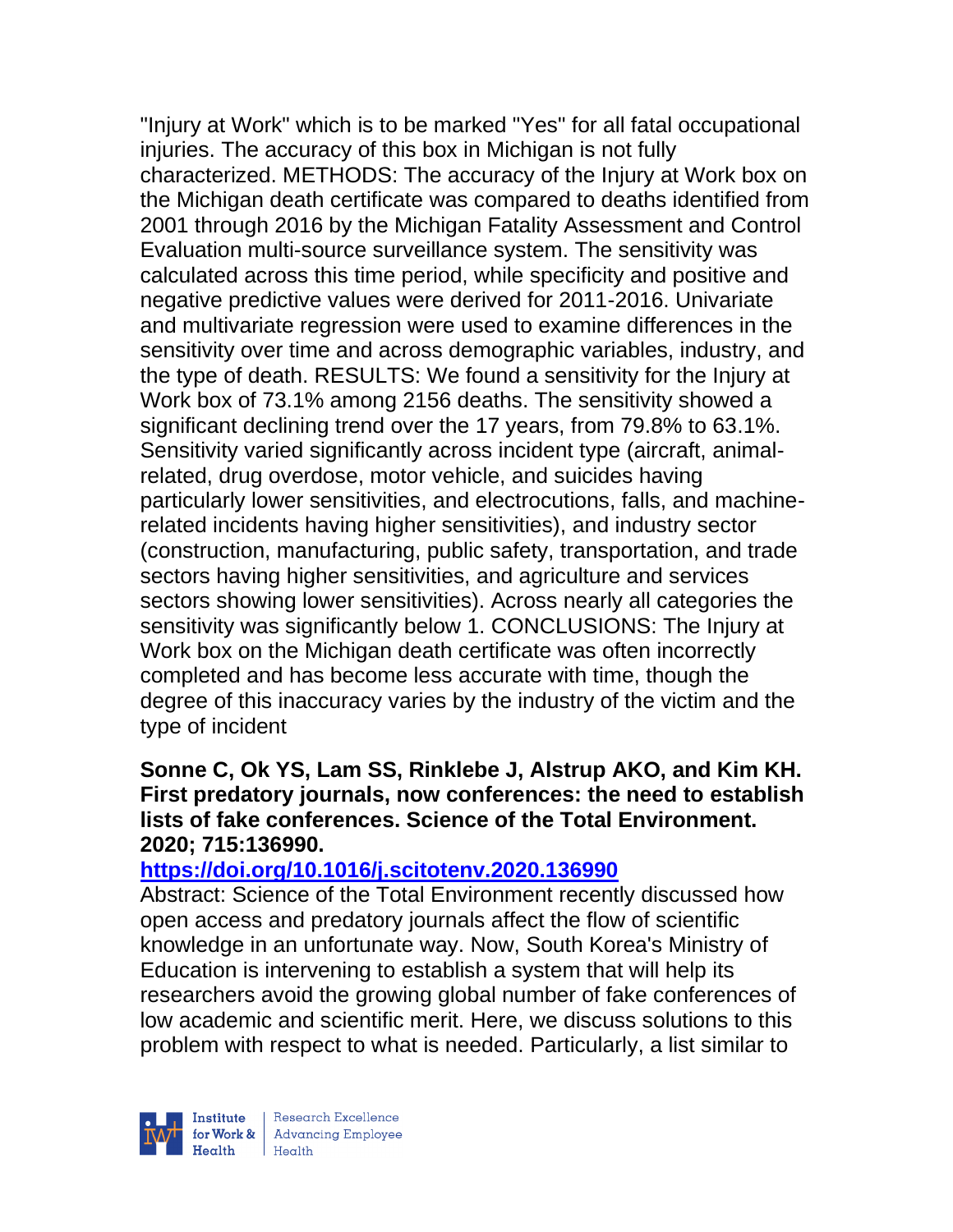"Injury at Work" which is to be marked "Yes" for all fatal occupational injuries. The accuracy of this box in Michigan is not fully characterized. METHODS: The accuracy of the Injury at Work box on the Michigan death certificate was compared to deaths identified from 2001 through 2016 by the Michigan Fatality Assessment and Control Evaluation multi-source surveillance system. The sensitivity was calculated across this time period, while specificity and positive and negative predictive values were derived for 2011-2016. Univariate and multivariate regression were used to examine differences in the sensitivity over time and across demographic variables, industry, and the type of death. RESULTS: We found a sensitivity for the Injury at Work box of 73.1% among 2156 deaths. The sensitivity showed a significant declining trend over the 17 years, from 79.8% to 63.1%. Sensitivity varied significantly across incident type (aircraft, animal-related, drug overdose, motor vehicle, and suicides having particularly lower sensitivities, and electrocutions, falls, and machine-related incidents having higher sensitivities), and industry sector (construction, manufacturing, public safety, transportation, and trade sectors having higher sensitivities, and agriculture and services sectors showing lower sensitivities). Across nearly all categories the sensitivity was significantly below 1. CONCLUSIONS: The Injury at Work box on the Michigan death certificate was often incorrectly completed and has become less accurate with time, though the degree of this inaccuracy varies by the industry of the victim and the type of incident

**Sonne C, Ok YS, Lam SS, Rinklebe J, Alstrup AKO, and Kim KH. First predatory journals, now conferences: the need to establish lists of fake conferences. Science of the Total Environment. 2020; 715:136990.**

[https://doi.org/10.1016/j.scitotenv.2020.136990](https://doi.org/10.1016/j.scitotenv.2020.136990)

Abstract: Science of the Total Environment recently discussed how open access and predatory journals affect the flow of scientific knowledge in an unfortunate way. Now, South Korea's Ministry of Education is intervening to establish a system that will help its researchers avoid the growing global number of fake conferences of low academic and scientific merit. Here, we discuss solutions to this problem with respect to what is needed. Particularly, a list similar to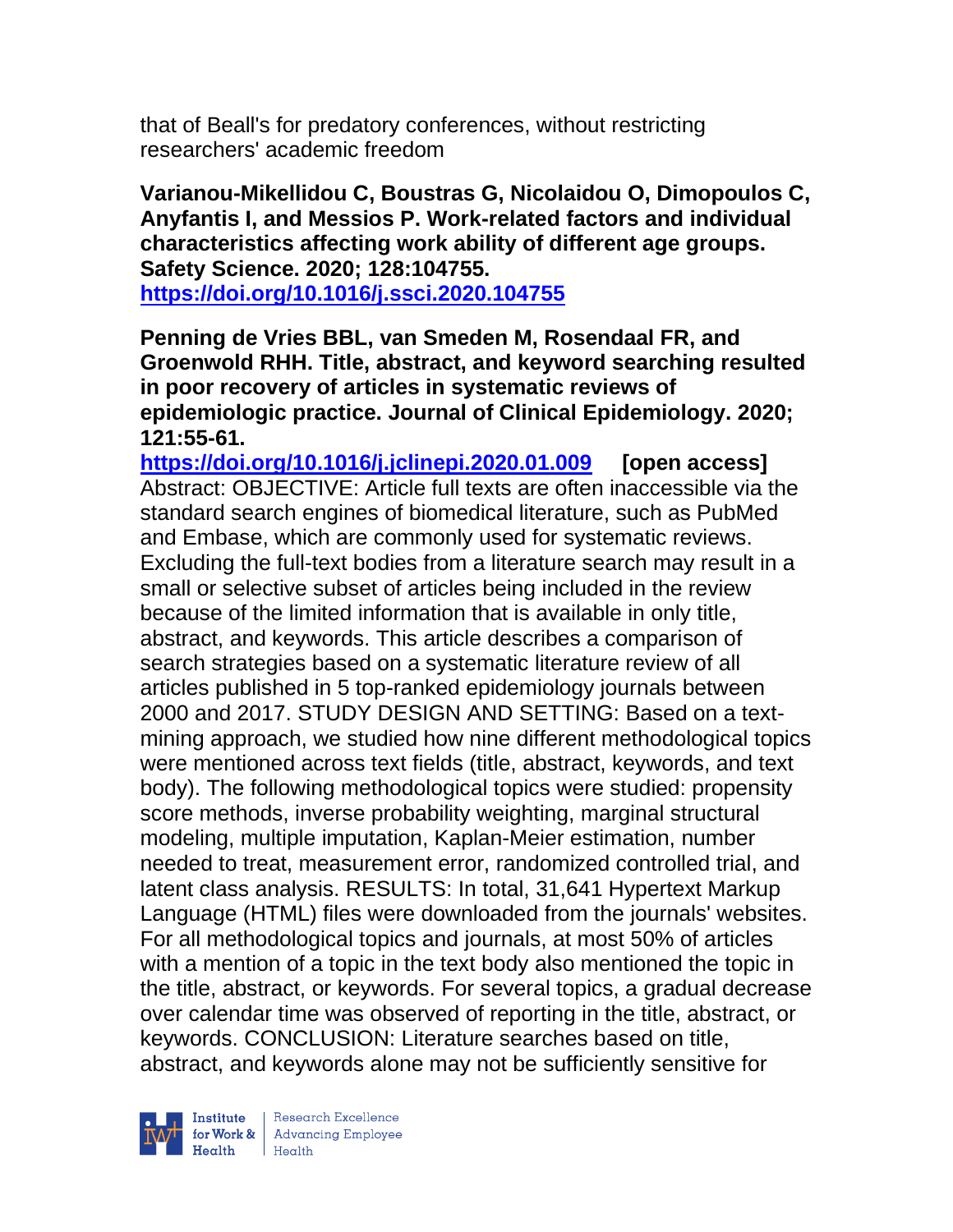that of Beall's for predatory conferences, without restricting researchers' academic freedom

**Varianou-Mikellidou C, Boustras G, Nicolaidou O, Dimopoulos C, Anyfantis I, and Messios P. Work-related factors and individual characteristics affecting work ability of different age groups. Safety Science. 2020; 128:104755.**
**https://doi.org/10.1016/j.ssci.2020.104755**

**Penning de Vries BBL, van Smeden M, Rosendaal FR, and Groenwold RHH. Title, abstract, and keyword searching resulted in poor recovery of articles in systematic reviews of epidemiologic practice. Journal of Clinical Epidemiology. 2020; 121:55-61.**
**https://doi.org/10.1016/j.jclinepi.2020.01.009 [open access]**
Abstract: OBJECTIVE: Article full texts are often inaccessible via the standard search engines of biomedical literature, such as PubMed and Embase, which are commonly used for systematic reviews. Excluding the full-text bodies from a literature search may result in a small or selective subset of articles being included in the review because of the limited information that is available in only title, abstract, and keywords. This article describes a comparison of search strategies based on a systematic literature review of all articles published in 5 top-ranked epidemiology journals between 2000 and 2017. STUDY DESIGN AND SETTING: Based on a text-mining approach, we studied how nine different methodological topics were mentioned across text fields (title, abstract, keywords, and text body). The following methodological topics were studied: propensity score methods, inverse probability weighting, marginal structural modeling, multiple imputation, Kaplan-Meier estimation, number needed to treat, measurement error, randomized controlled trial, and latent class analysis. RESULTS: In total, 31,641 Hypertext Markup Language (HTML) files were downloaded from the journals' websites. For all methodological topics and journals, at most 50% of articles with a mention of a topic in the text body also mentioned the topic in the title, abstract, or keywords. For several topics, a gradual decrease over calendar time was observed of reporting in the title, abstract, or keywords. CONCLUSION: Literature searches based on title, abstract, and keywords alone may not be sufficiently sensitive for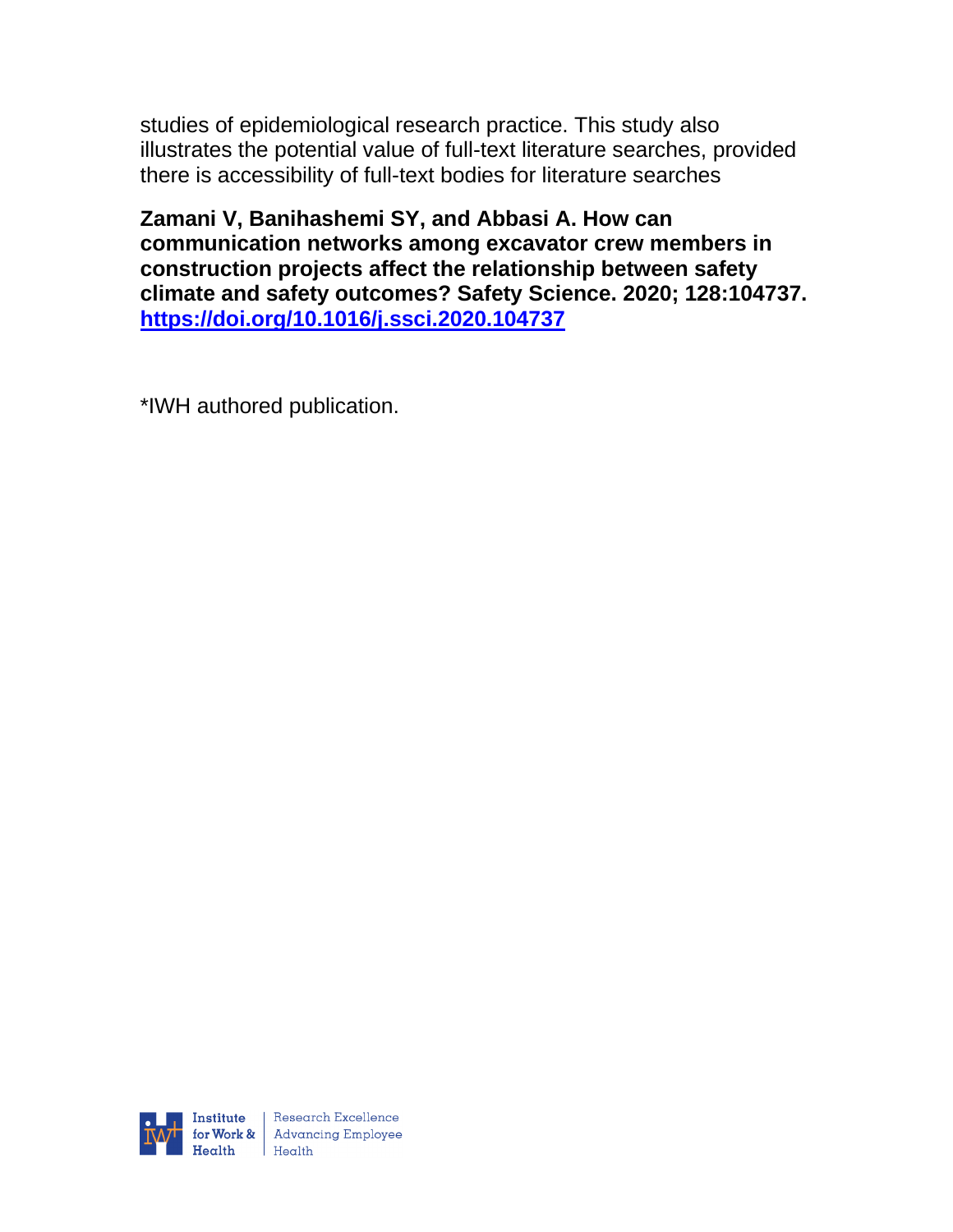studies of epidemiological research practice. This study also illustrates the potential value of full-text literature searches, provided there is accessibility of full-text bodies for literature searches

**Zamani V, Banihashemi SY, and Abbasi A. How can communication networks among excavator crew members in construction projects affect the relationship between safety climate and safety outcomes? Safety Science. 2020; 128:104737. https://doi.org/10.1016/j.ssci.2020.104737**

*IWH authored publication.